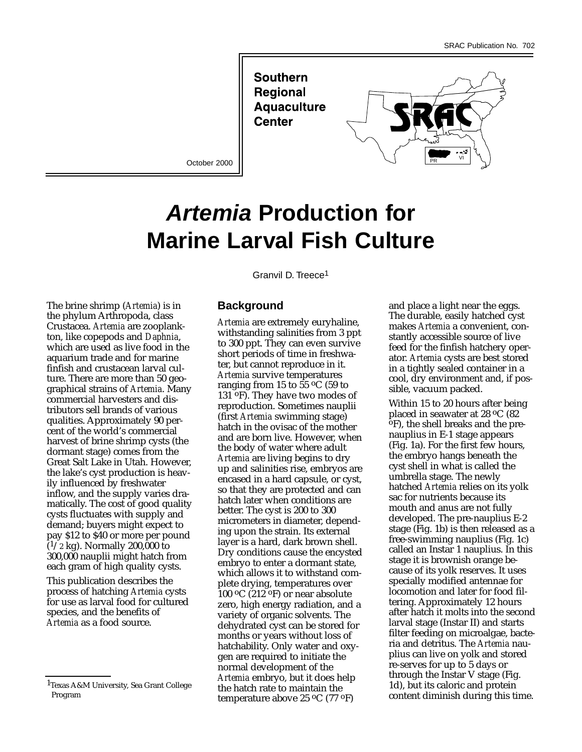SRAC Publication No. 702

Southern Regional Aquaculture Center

October 2000

# *Artemia* Production for Marine Larval Fish Culture

Granvil D. Treece[1]

The brine shrimp (*Artemia*) is in the phylum Arthropoda, class Crustacea. *Artemia* are zooplankton, like copepods and *Daphnia*, which are used as live food in the aquarium trade and for marine finfish and crustacean larval culture. There are more than 50 geographical strains of *Artemia*. Many commercial harvesters and distributors sell brands of various qualities. Approximately 90 percent of the world's commercial harvest of brine shrimp cysts (the dormant stage) comes from the Great Salt Lake in Utah. However, the lake's cyst production is heavily influenced by freshwater inflow, and the supply varies dramatically. The cost of good quality cysts fluctuates with supply and demand; buyers might expect to pay $12 to $40 or more per pound (1/2 kg). Normally 200,000 to 300,000 nauplii might hatch from each gram of high quality cysts.

This publication describes the process of hatching *Artemia* cysts for use as larval food for cultured species, and the benefits of *Artemia* as a food source.

## Background

*Artemia* are extremely euryhaline, withstanding salinities from 3 ppt to 300 ppt. They can even survive short periods of time in freshwater, but cannot reproduce in it. *Artemia* survive temperatures ranging from 15 to 55 ºC (59 to 131 ºF). They have two modes of reproduction. Sometimes nauplii (first *Artemia* swimming stage) hatch in the ovisac of the mother and are born live. However, when the body of water where adult *Artemia* are living begins to dry up and salinities rise, embryos are encased in a hard capsule, or cyst, so that they are protected and can hatch later when conditions are better. The cyst is 200 to 300 micrometers in diameter, depending upon the strain. Its external layer is a hard, dark brown shell. Dry conditions cause the encysted embryo to enter a dormant state, which allows it to withstand complete drying, temperatures over 100 ºC (212 ºF) or near absolute zero, high energy radiation, and a variety of organic solvents. The dehydrated cyst can be stored for months or years without loss of hatchability. Only water and oxygen are required to initiate the normal development of the *Artemia* embryo, but it does help the hatch rate to maintain the temperature above 25 ºC (77 ºF) and place a light near the eggs. The durable, easily hatched cyst makes *Artemia* a convenient, constantly accessible source of live feed for the finfish hatchery operator. *Artemia* cysts are best stored in a tightly sealed container in a cool, dry environment and, if possible, vacuum packed.

Within 15 to 20 hours after being placed in seawater at 28 ºC (82 ºF), the shell breaks and the pre-nauplius in E-1 stage appears (Fig. 1a). For the first few hours, the embryo hangs beneath the cyst shell in what is called the umbrella stage. The newly hatched *Artemia* relies on its yolk sac for nutrients because its mouth and anus are not fully developed. The pre-nauplius E-2 stage (Fig. 1b) is then released as a free-swimming nauplius (Fig. 1c) called an Instar 1 nauplius. In this stage it is brownish orange because of its yolk reserves. It uses specially modified antennae for locomotion and later for food filtering. Approximately 12 hours after hatch it molts into the second larval stage (Instar II) and starts filter feeding on microalgae, bacteria and detritus. The *Artemia* nauplius can live on yolk and stored reserves for up to 5 days or through the Instar V stage (Fig. 1d), but its caloric and protein content diminish during this time.

[1]Texas A&M University, Sea Grant College Program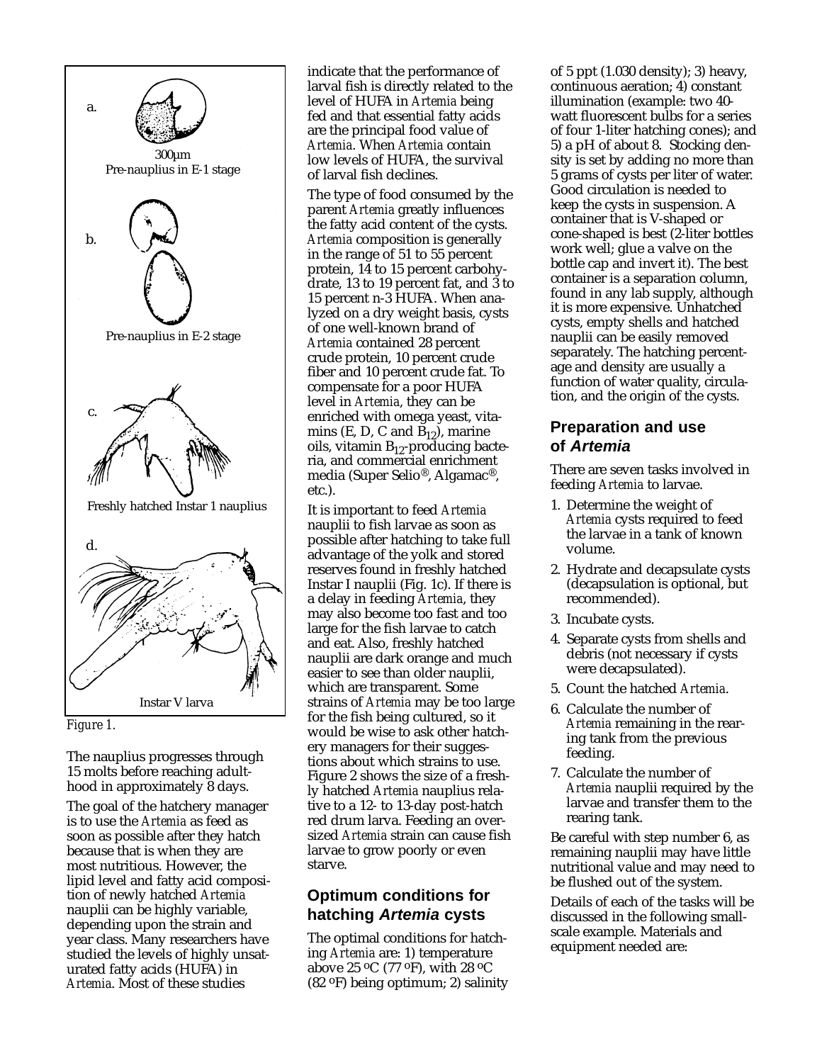a.

300μm
Pre-nauplius in E-1 stage

b.

Pre-nauplius in E-2 stage

c.

Freshly hatched Instar 1 nauplius

d.

Instar V larva

*Figure 1.*

The nauplius progresses through 15 molts before reaching adulthood in approximately 8 days.

The goal of the hatchery manager is to use the *Artemia* as feed as soon as possible after they hatch because that is when they are most nutritious. However, the lipid level and fatty acid composition of newly hatched *Artemia* nauplii can be highly variable, depending upon the strain and year class. Many researchers have studied the levels of highly unsaturated fatty acids (HUFA) in *Artemia*. Most of these studies indicate that the performance of larval fish is directly related to the level of HUFA in *Artemia* being fed and that essential fatty acids are the principal food value of *Artemia*. When *Artemia* contain low levels of HUFA, the survival of larval fish declines.

The type of food consumed by the parent *Artemia* greatly influences the fatty acid content of the cysts. *Artemia* composition is generally in the range of 51 to 55 percent protein, 14 to 15 percent carbohydrate, 13 to 19 percent fat, and 3 to 15 percent n-3 HUFA. When analyzed on a dry weight basis, cysts of one well-known brand of *Artemia* contained 28 percent crude protein, 10 percent crude fiber and 10 percent crude fat. To compensate for a poor HUFA level in *Artemia*, they can be enriched with omega yeast, vitamins (E, D, C and $B_{12}$), marine oils, vitamin $B_{12}$-producing bacteria, and commercial enrichment media (Super Selio®, Algamac®, etc.).

It is important to feed *Artemia* nauplii to fish larvae as soon as possible after hatching to take full advantage of the yolk and stored reserves found in freshly hatched Instar I nauplii (Fig. 1c). If there is a delay in feeding *Artemia*, they may also become too fast and too large for the fish larvae to catch and eat. Also, freshly hatched nauplii are dark orange and much easier to see than older nauplii, which are transparent. Some strains of *Artemia* may be too large for the fish being cultured, so it would be wise to ask other hatchery managers for their suggestions about which strains to use. Figure 2 shows the size of a freshly hatched *Artemia* nauplius relative to a 12- to 13-day post-hatch red drum larva. Feeding an oversized *Artemia* strain can cause fish larvae to grow poorly or even starve.

## Optimum conditions for hatching *Artemia* cysts

The optimal conditions for hatching *Artemia* are: 1) temperature above 25 ºC (77 ºF), with 28 ºC (82 ºF) being optimum; 2) salinity of 5 ppt (1.030 density); 3) heavy, continuous aeration; 4) constant illumination (example: two 40-watt fluorescent bulbs for a series of four 1-liter hatching cones); and 5) a pH of about 8. Stocking density is set by adding no more than 5 grams of cysts per liter of water. Good circulation is needed to keep the cysts in suspension. A container that is V-shaped or cone-shaped is best (2-liter bottles work well; glue a valve on the bottle cap and invert it). The best container is a separation column, found in any lab supply, although it is more expensive. Unhatched cysts, empty shells and hatched nauplii can be easily removed separately. The hatching percentage and density are usually a function of water quality, circulation, and the origin of the cysts.

## Preparation and use of *Artemia*

There are seven tasks involved in feeding *Artemia* to larvae.

1. Determine the weight of *Artemia* cysts required to feed the larvae in a tank of known volume.
2. Hydrate and decapsulate cysts (decapsulation is optional, but recommended).
3. Incubate cysts.
4. Separate cysts from shells and debris (not necessary if cysts were decapsulated).
5. Count the hatched *Artemia*.
6. Calculate the number of *Artemia* remaining in the rearing tank from the previous feeding.
7. Calculate the number of *Artemia* nauplii required by the larvae and transfer them to the rearing tank.

Be careful with step number 6, as remaining nauplii may have little nutritional value and may need to be flushed out of the system.

Details of each of the tasks will be discussed in the following small-scale example. Materials and equipment needed are: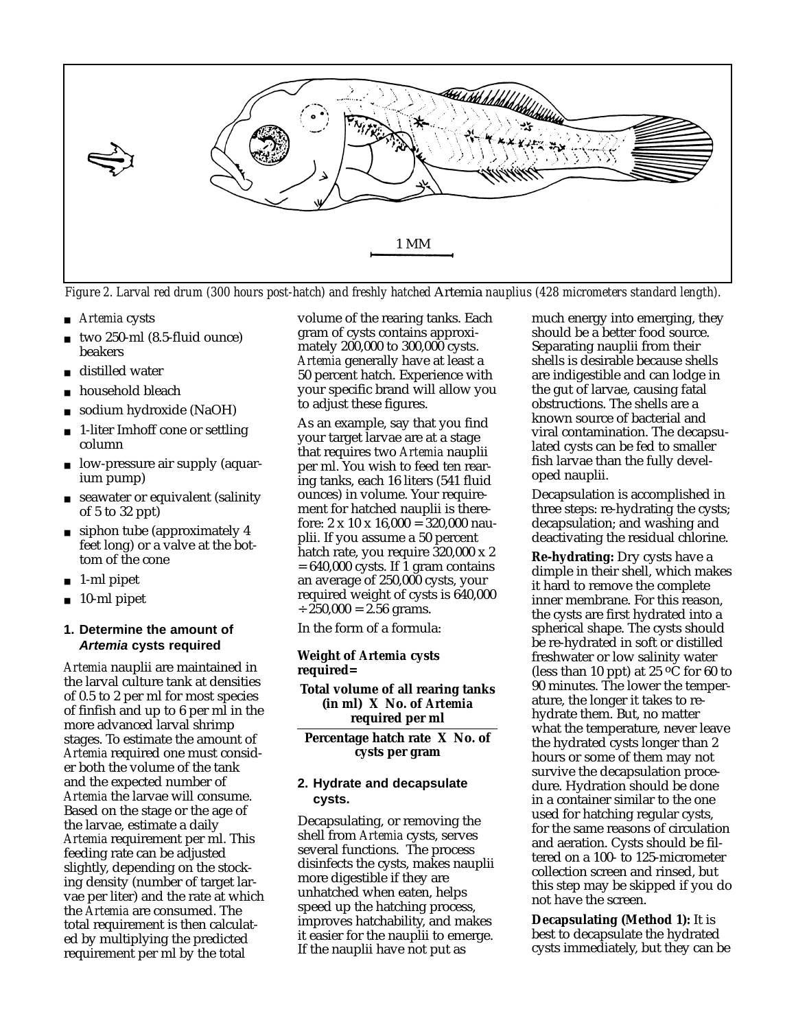*Figure 2. Larval red drum (300 hours post-hatch) and freshly hatched Artemia nauplius (428 micrometers standard length).*

- *Artemia* cysts
- two 250-ml (8.5-fluid ounce) beakers
- distilled water
- household bleach
- sodium hydroxide (NaOH)
- 1-liter Imhoff cone or settling column
- low-pressure air supply (aquarium pump)
- seawater or equivalent (salinity of 5 to 32 ppt)
- siphon tube (approximately 4 feet long) or a valve at the bottom of the cone
- 1-ml pipet
- 10-ml pipet

### 1. Determine the amount of *Artemia* cysts required

*Artemia* nauplii are maintained in the larval culture tank at densities of 0.5 to 2 per ml for most species of finfish and up to 6 per ml in the more advanced larval shrimp stages. To estimate the amount of *Artemia* required one must consider both the volume of the tank and the expected number of *Artemia* the larvae will consume. Based on the stage or the age of the larvae, estimate a daily *Artemia* requirement per ml. This feeding rate can be adjusted slightly, depending on the stocking density (number of target larvae per liter) and the rate at which the *Artemia* are consumed. The total requirement is then calculated by multiplying the predicted requirement per ml by the total volume of the rearing tanks. Each gram of cysts contains approximately 200,000 to 300,000 cysts. *Artemia* generally have at least a 50 percent hatch. Experience with your specific brand will allow you to adjust these figures.

As an example, say that you find your target larvae are at a stage that requires two *Artemia* nauplii per ml. You wish to feed ten rearing tanks, each 16 liters (541 fluid ounces) in volume. Your requirement for hatched nauplii is therefore: $2 \times 10 \times 16{,}000 = 320{,}000$ nauplii. If you assume a 50 percent hatch rate, you require $320{,}000 \times 2 = 640{,}000$ cysts. If 1 gram contains an average of 250,000 cysts, your required weight of cysts is $640{,}000 \div 250{,}000 = 2.56$ grams.

In the form of a formula:

**Weight of *Artemia* cysts required=**

$$\frac{\text{Total volume of all rearing tanks (in ml)} \times \text{No. of } Artemia \text{ required per ml}}{\text{Percentage hatch rate} \times \text{No. of cysts per gram}}$$

### 2. Hydrate and decapsulate cysts.

Decapsulating, or removing the shell from *Artemia* cysts, serves several functions. The process disinfects the cysts, makes nauplii more digestible if they are unhatched when eaten, helps speed up the hatching process, improves hatchability, and makes it easier for the nauplii to emerge. If the nauplii have not put as much energy into emerging, they should be a better food source. Separating nauplii from their shells is desirable because shells are indigestible and can lodge in the gut of larvae, causing fatal obstructions. The shells are a known source of bacterial and viral contamination. The decapsulated cysts can be fed to smaller fish larvae than the fully developed nauplii.

Decapsulation is accomplished in three steps: re-hydrating the cysts; decapsulation; and washing and deactivating the residual chlorine.

**Re-hydrating:** Dry cysts have a dimple in their shell, which makes it hard to remove the complete inner membrane. For this reason, the cysts are first hydrated into a spherical shape. The cysts should be re-hydrated in soft or distilled freshwater or low salinity water (less than 10 ppt) at 25 ºC for 60 to 90 minutes. The lower the temperature, the longer it takes to re-hydrate them. But, no matter what the temperature, never leave the hydrated cysts longer than 2 hours or some of them may not survive the decapsulation procedure. Hydration should be done in a container similar to the one used for hatching regular cysts, for the same reasons of circulation and aeration. Cysts should be filtered on a 100- to 125-micrometer collection screen and rinsed, but this step may be skipped if you do not have the screen.

**Decapsulating (Method 1):** It is best to decapsulate the hydrated cysts immediately, but they can be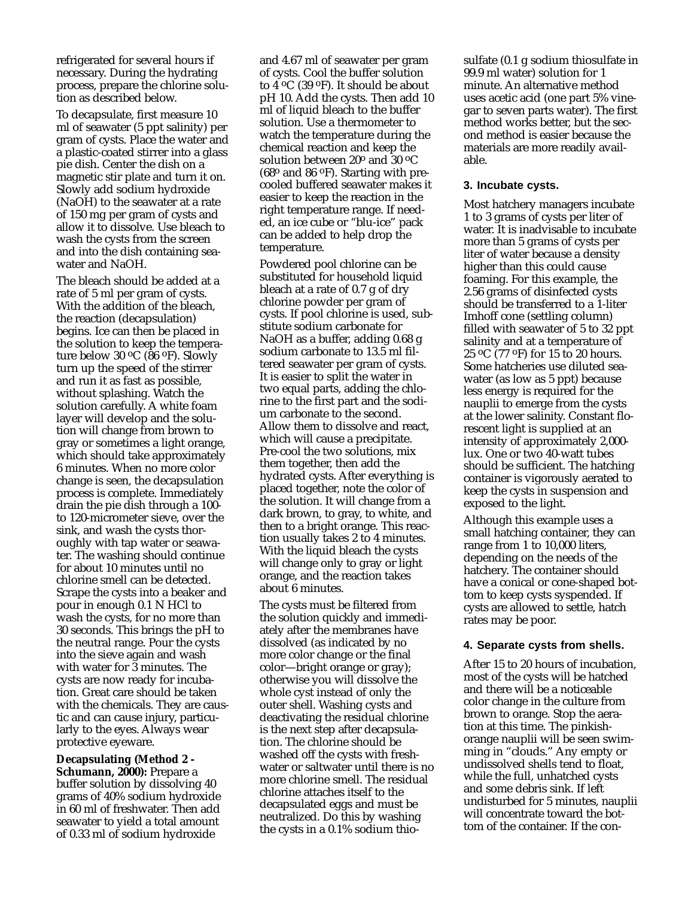refrigerated for several hours if necessary. During the hydrating process, prepare the chlorine solution as described below.

To decapsulate, first measure 10 ml of seawater (5 ppt salinity) per gram of cysts. Place the water and a plastic-coated stirrer into a glass pie dish. Center the dish on a magnetic stir plate and turn it on. Slowly add sodium hydroxide (NaOH) to the seawater at a rate of 150 mg per gram of cysts and allow it to dissolve. Use bleach to wash the cysts from the screen and into the dish containing seawater and NaOH.

The bleach should be added at a rate of 5 ml per gram of cysts. With the addition of the bleach, the reaction (decapsulation) begins. Ice can then be placed in the solution to keep the temperature below 30 ºC (86 ºF). Slowly turn up the speed of the stirrer and run it as fast as possible, without splashing. Watch the solution carefully. A white foam layer will develop and the solution will change from brown to gray or sometimes a light orange, which should take approximately 6 minutes. When no more color change is seen, the decapsulation process is complete. Immediately drain the pie dish through a 100- to 120-micrometer sieve, over the sink, and wash the cysts thoroughly with tap water or seawater. The washing should continue for about 10 minutes until no chlorine smell can be detected. Scrape the cysts into a beaker and pour in enough 0.1 N HCl to wash the cysts, for no more than 30 seconds. This brings the pH to the neutral range. Pour the cysts into the sieve again and wash with water for 3 minutes. The cysts are now ready for incubation. Great care should be taken with the chemicals. They are caustic and can cause injury, particularly to the eyes. Always wear protective eyeware.

**Decapsulating (Method 2 - Schumann, 2000):** Prepare a buffer solution by dissolving 40 grams of 40% sodium hydroxide in 60 ml of freshwater. Then add seawater to yield a total amount of 0.33 ml of sodium hydroxide and 4.67 ml of seawater per gram of cysts. Cool the buffer solution to 4 ºC (39 ºF). It should be about pH 10. Add the cysts. Then add 10 ml of liquid bleach to the buffer solution. Use a thermometer to watch the temperature during the chemical reaction and keep the solution between 20º and 30 ºC (68º and 86 ºF). Starting with pre-cooled buffered seawater makes it easier to keep the reaction in the right temperature range. If needed, an ice cube or "blu-ice" pack can be added to help drop the temperature.

Powdered pool chlorine can be substituted for household liquid bleach at a rate of 0.7 g of dry chlorine powder per gram of cysts. If pool chlorine is used, substitute sodium carbonate for NaOH as a buffer, adding 0.68 g sodium carbonate to 13.5 ml filtered seawater per gram of cysts. It is easier to split the water in two equal parts, adding the chlorine to the first part and the sodium carbonate to the second. Allow them to dissolve and react, which will cause a precipitate. Pre-cool the two solutions, mix them together, then add the hydrated cysts. After everything is placed together, note the color of the solution. It will change from a dark brown, to gray, to white, and then to a bright orange. This reaction usually takes 2 to 4 minutes. With the liquid bleach the cysts will change only to gray or light orange, and the reaction takes about 6 minutes.

The cysts must be filtered from the solution quickly and immediately after the membranes have dissolved (as indicated by no more color change or the final color—bright orange or gray); otherwise you will dissolve the whole cyst instead of only the outer shell. Washing cysts and deactivating the residual chlorine is the next step after decapsulation. The chlorine should be washed off the cysts with freshwater or saltwater until there is no more chlorine smell. The residual chlorine attaches itself to the decapsulated eggs and must be neutralized. Do this by washing the cysts in a 0.1% sodium thiosulfate (0.1 g sodium thiosulfate in 99.9 ml water) solution for 1 minute. An alternative method uses acetic acid (one part 5% vinegar to seven parts water). The first method works better, but the second method is easier because the materials are more readily available.

### 3. Incubate cysts.

Most hatchery managers incubate 1 to 3 grams of cysts per liter of water. It is inadvisable to incubate more than 5 grams of cysts per liter of water because a density higher than this could cause foaming. For this example, the 2.56 grams of disinfected cysts should be transferred to a 1-liter Imhoff cone (settling column) filled with seawater of 5 to 32 ppt salinity and at a temperature of 25 ºC (77 ºF) for 15 to 20 hours. Some hatcheries use diluted seawater (as low as 5 ppt) because less energy is required for the nauplii to emerge from the cysts at the lower salinity. Constant florescent light is supplied at an intensity of approximately 2,000-lux. One or two 40-watt tubes should be sufficient. The hatching container is vigorously aerated to keep the cysts in suspension and exposed to the light.

Although this example uses a small hatching container, they can range from 1 to 10,000 liters, depending on the needs of the hatchery. The container should have a conical or cone-shaped bottom to keep cysts syspended. If cysts are allowed to settle, hatch rates may be poor.

### 4. Separate cysts from shells.

After 15 to 20 hours of incubation, most of the cysts will be hatched and there will be a noticeable color change in the culture from brown to orange. Stop the aeration at this time. The pinkish-orange nauplii will be seen swimming in "clouds." Any empty or undissolved shells tend to float, while the full, unhatched cysts and some debris sink. If left undisturbed for 5 minutes, nauplii will concentrate toward the bottom of the container. If the con-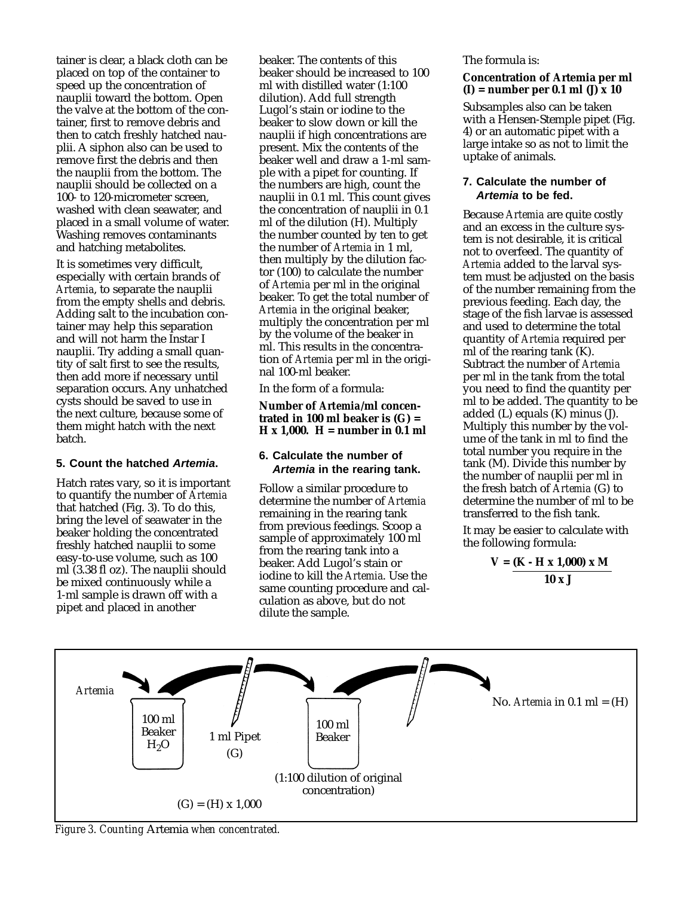tainer is clear, a black cloth can be placed on top of the container to speed up the concentration of nauplii toward the bottom. Open the valve at the bottom of the container, first to remove debris and then to catch freshly hatched nauplii. A siphon also can be used to remove first the debris and then the nauplii from the bottom. The nauplii should be collected on a 100- to 120-micrometer screen, washed with clean seawater, and placed in a small volume of water. Washing removes contaminants and hatching metabolites.

It is sometimes very difficult, especially with certain brands of *Artemia*, to separate the nauplii from the empty shells and debris. Adding salt to the incubation container may help this separation and will not harm the Instar I nauplii. Try adding a small quantity of salt first to see the results, then add more if necessary until separation occurs. Any unhatched cysts should be saved to use in the next culture, because some of them might hatch with the next batch.

#### 5. Count the hatched *Artemia*.

Hatch rates vary, so it is important to quantify the number of *Artemia* that hatched (Fig. 3). To do this, bring the level of seawater in the beaker holding the concentrated freshly hatched nauplii to some easy-to-use volume, such as 100 ml (3.38 fl oz). The nauplii should be mixed continuously while a 1-ml sample is drawn off with a pipet and placed in another beaker. The contents of this beaker should be increased to 100 ml with distilled water (1:100 dilution). Add full strength Lugol's stain or iodine to the beaker to slow down or kill the nauplii if high concentrations are present. Mix the contents of the beaker well and draw a 1-ml sample with a pipet for counting. If the numbers are high, count the nauplii in 0.1 ml. This count gives the concentration of nauplii in 0.1 ml of the dilution (H). Multiply the number counted by ten to get the number of *Artemia* in 1 ml, then multiply by the dilution factor (100) to calculate the number of *Artemia* per ml in the original beaker. To get the total number of *Artemia* in the original beaker, multiply the concentration per ml by the volume of the beaker in ml. This results in the concentration of *Artemia* per ml in the original 100-ml beaker.

In the form of a formula:

**Number of Artemia/ml concentrated in 100 ml beaker is (G) = H x 1,000. H = number in 0.1 ml**

#### 6. Calculate the number of *Artemia* in the rearing tank.

Follow a similar procedure to determine the number of *Artemia* remaining in the rearing tank from previous feedings. Scoop a sample of approximately 100 ml from the rearing tank into a beaker. Add Lugol's stain or iodine to kill the *Artemia*. Use the same counting procedure and calculation as above, but do not dilute the sample.

The formula is:

**Concentration of Artemia per ml (I) = number per 0.1 ml (J) x 10**

Subsamples also can be taken with a Hensen-Stemple pipet (Fig. 4) or an automatic pipet with a large intake so as not to limit the uptake of animals.

#### 7. Calculate the number of *Artemia* to be fed.

Because *Artemia* are quite costly and an excess in the culture system is not desirable, it is critical not to overfeed. The quantity of *Artemia* added to the larval system must be adjusted on the basis of the number remaining from the previous feeding. Each day, the stage of the fish larvae is assessed and used to determine the total quantity of *Artemia* required per ml of the rearing tank (K). Subtract the number of *Artemia* per ml in the tank from the total you need to find the quantity per ml to be added. The quantity to be added (L) equals (K) minus (J). Multiply this number by the volume of the tank in ml to find the total number you require in the tank (M). Divide this number by the number of nauplii per ml in the fresh batch of *Artemia* (G) to determine the number of ml to be transferred to the fish tank.

It may be easier to calculate with the following formula:

$$V = \frac{(K - H \times 1{,}000) \times M}{10 \times J}$$

*Artemia* → 100 ml Beaker $H_2O$ → 1 ml Pipet (G) → 100 ml Beaker (1:100 dilution of original concentration) → No. *Artemia* in 0.1 ml = (H)

(G) = (H) x 1,000

*Figure 3. Counting Artemia when concentrated.*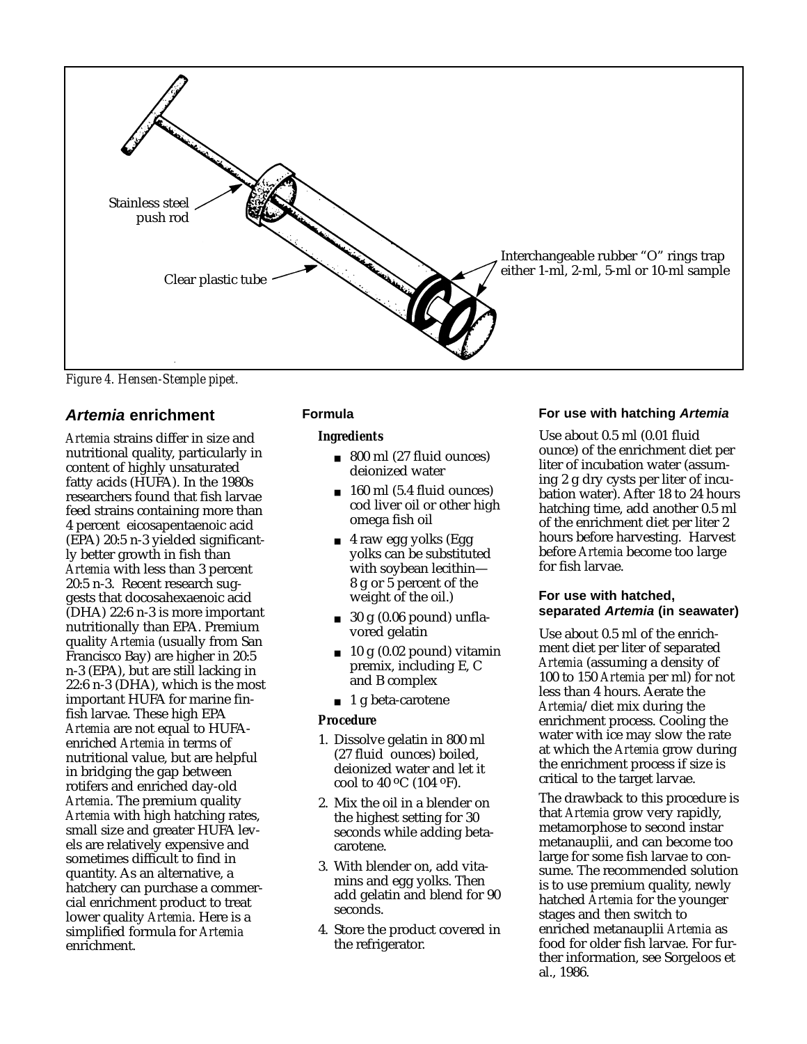Stainless steel push rod

Clear plastic tube

Interchangeable rubber "O" rings trap either 1-ml, 2-ml, 5-ml or 10-ml sample

*Figure 4. Hensen-Stemple pipet.*

## *Artemia* enrichment

*Artemia* strains differ in size and nutritional quality, particularly in content of highly unsaturated fatty acids (HUFA). In the 1980s researchers found that fish larvae feed strains containing more than 4 percent eicosapentaenoic acid (EPA) 20:5 n-3 yielded significantly better growth in fish than *Artemia* with less than 3 percent 20:5 n-3. Recent research suggests that docosahexaenoic acid (DHA) 22:6 n-3 is more important nutritionally than EPA. Premium quality *Artemia* (usually from San Francisco Bay) are higher in 20:5 n-3 (EPA), but are still lacking in 22:6 n-3 (DHA), which is the most important HUFA for marine finfish larvae. These high EPA *Artemia* are not equal to HUFA-enriched *Artemia* in terms of nutritional value, but are helpful in bridging the gap between rotifers and enriched day-old *Artemia*. The premium quality *Artemia* with high hatching rates, small size and greater HUFA levels are relatively expensive and sometimes difficult to find in quantity. As an alternative, a hatchery can purchase a commercial enrichment product to treat lower quality *Artemia*. Here is a simplified formula for *Artemia* enrichment.

### Formula

***Ingredients***

- 800 ml (27 fluid ounces) deionized water
- 160 ml (5.4 fluid ounces) cod liver oil or other high omega fish oil
- 4 raw egg yolks (Egg yolks can be substituted with soybean lecithin—8 g or 5 percent of the weight of the oil.)
- 30 g (0.06 pound) unflavored gelatin
- 10 g (0.02 pound) vitamin premix, including E, C and B complex
- 1 g beta-carotene

***Procedure***

1. Dissolve gelatin in 800 ml (27 fluid ounces) boiled, deionized water and let it cool to 40 ºC (104 ºF).
2. Mix the oil in a blender on the highest setting for 30 seconds while adding beta-carotene.
3. With blender on, add vitamins and egg yolks. Then add gelatin and blend for 90 seconds.
4. Store the product covered in the refrigerator.

### For use with hatching *Artemia*

Use about 0.5 ml (0.01 fluid ounce) of the enrichment diet per liter of incubation water (assuming 2 g dry cysts per liter of incubation water). After 18 to 24 hours hatching time, add another 0.5 ml of the enrichment diet per liter 2 hours before harvesting. Harvest before *Artemia* become too large for fish larvae.

### For use with hatched, separated *Artemia* (in seawater)

Use about 0.5 ml of the enrichment diet per liter of separated *Artemia* (assuming a density of 100 to 150 *Artemia* per ml) for not less than 4 hours. Aerate the *Artemia*/diet mix during the enrichment process. Cooling the water with ice may slow the rate at which the *Artemia* grow during the enrichment process if size is critical to the target larvae.

The drawback to this procedure is that *Artemia* grow very rapidly, metamorphose to second instar metanauplii, and can become too large for some fish larvae to consume. The recommended solution is to use premium quality, newly hatched *Artemia* for the younger stages and then switch to enriched metanauplii *Artemia* as food for older fish larvae. For further information, see Sorgeloos et al., 1986.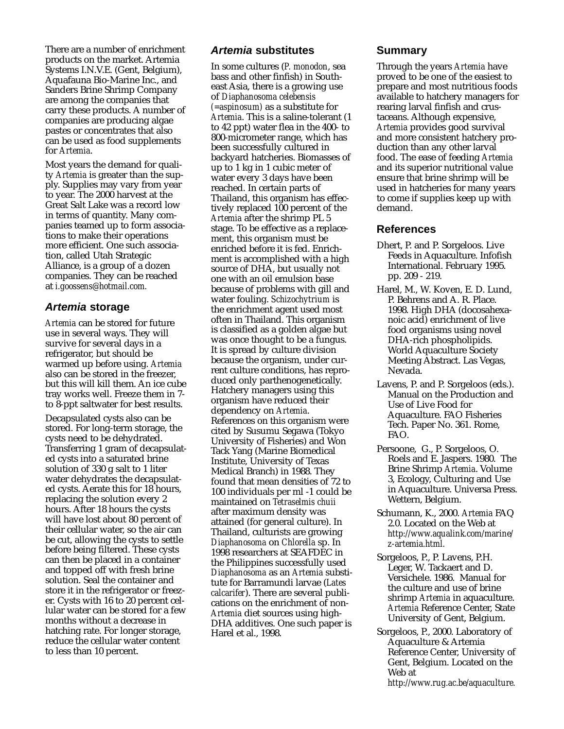There are a number of enrichment products on the market. Artemia Systems I.N.V.E. (Gent, Belgium), Aquafauna Bio-Marine Inc., and Sanders Brine Shrimp Company are among the companies that carry these products. A number of companies are producing algae pastes or concentrates that also can be used as food supplements for *Artemia*.

Most years the demand for quality *Artemia* is greater than the supply. Supplies may vary from year to year. The 2000 harvest at the Great Salt Lake was a record low in terms of quantity. Many companies teamed up to form associations to make their operations more efficient. One such association, called Utah Strategic Alliance, is a group of a dozen companies. They can be reached at *i.goossens@hotmail.com.*

## *Artemia* storage

*Artemia* can be stored for future use in several ways. They will survive for several days in a refrigerator, but should be warmed up before using. *Artemia* also can be stored in the freezer, but this will kill them. An ice cube tray works well. Freeze them in 7- to 8-ppt saltwater for best results.

Decapsulated cysts also can be stored. For long-term storage, the cysts need to be dehydrated. Transferring 1 gram of decapsulated cysts into a saturated brine solution of 330 g salt to 1 liter water dehydrates the decapsulated cysts. Aerate this for 18 hours, replacing the solution every 2 hours. After 18 hours the cysts will have lost about 80 percent of their cellular water, so the air can be cut, allowing the cysts to settle before being filtered. These cysts can then be placed in a container and topped off with fresh brine solution. Seal the container and store it in the refrigerator or freezer. Cysts with 16 to 20 percent cellular water can be stored for a few months without a decrease in hatching rate. For longer storage, reduce the cellular water content to less than 10 percent.

## *Artemia* substitutes

In some cultures (*P. monodon*, sea bass and other finfish) in Southeast Asia, there is a growing use of *Diaphanosoma celebensis (=aspinosum)* as a substitute for *Artemia*. This is a saline-tolerant (1 to 42 ppt) water flea in the 400- to 800-micrometer range, which has been successfully cultured in backyard hatcheries. Biomasses of up to 1 kg in 1 cubic meter of water every 3 days have been reached. In certain parts of Thailand, this organism has effectively replaced 100 percent of the *Artemia* after the shrimp PL 5 stage. To be effective as a replacement, this organism must be enriched before it is fed. Enrichment is accomplished with a high source of DHA, but usually not one with an oil emulsion base because of problems with gill and water fouling. *Schizochytrium* is the enrichment agent used most often in Thailand. This organism is classified as a golden algae but was once thought to be a fungus. It is spread by culture division because the organism, under current culture conditions, has reproduced only parthenogenetically. Hatchery managers using this organism have reduced their dependency on *Artemia*. References on this organism were cited by Susumu Segawa (Tokyo University of Fisheries) and Won Tack Yang (Marine Biomedical Institute, University of Texas Medical Branch) in 1988. They found that mean densities of 72 to 100 individuals per ml -1 could be maintained on *Tetraselmis chuii* after maximum density was attained (for general culture). In Thailand, culturists are growing *Diaphanosoma* on *Chlorella* sp. In 1998 researchers at SEAFDEC in the Philippines successfully used *Diaphanosoma* as an *Artemia* substitute for Barramundi larvae (*Lates calcarifer*). There are several publications on the enrichment of non-*Artemia* diet sources using high-DHA additives. One such paper is Harel et al., 1998.

## Summary

Through the years *Artemia* have proved to be one of the easiest to prepare and most nutritious foods available to hatchery managers for rearing larval finfish and crustaceans. Although expensive, *Artemia* provides good survival and more consistent hatchery production than any other larval food. The ease of feeding *Artemia* and its superior nutritional value ensure that brine shrimp will be used in hatcheries for many years to come if supplies keep up with demand.

## References

Dhert, P. and P. Sorgeloos. Live Feeds in Aquaculture. Infofish International. February 1995. pp. 209 - 219.

Harel, M., W. Koven, E. D. Lund, P. Behrens and A. R. Place. 1998. High DHA (docosahexanoic acid) enrichment of live food organisms using novel DHA-rich phospholipids. World Aquaculture Society Meeting Abstract. Las Vegas, Nevada.

Lavens, P. and P. Sorgeloos (eds.). Manual on the Production and Use of Live Food for Aquaculture. FAO Fisheries Tech. Paper No. 361. Rome, FAO.

Persoone, G., P. Sorgeloos, O. Roels and E. Jaspers. 1980. The Brine Shrimp *Artemia*. Volume 3, Ecology, Culturing and Use in Aquaculture. Universa Press. Wettern, Belgium.

Schumann, K., 2000. *Artemia* FAQ 2.0. Located on the Web at *http://www.aqualink.com/marine/z-artemia.html.*

Sorgeloos, P., P. Lavens, P.H. Leger, W. Tackaert and D. Versichele. 1986. Manual for the culture and use of brine shrimp *Artemia* in aquaculture. *Artemia* Reference Center, State University of Gent, Belgium.

Sorgeloos, P., 2000. Laboratory of Aquaculture & Artemia Reference Center, University of Gent, Belgium. Located on the Web at *http://www.rug.ac.be/aquaculture.*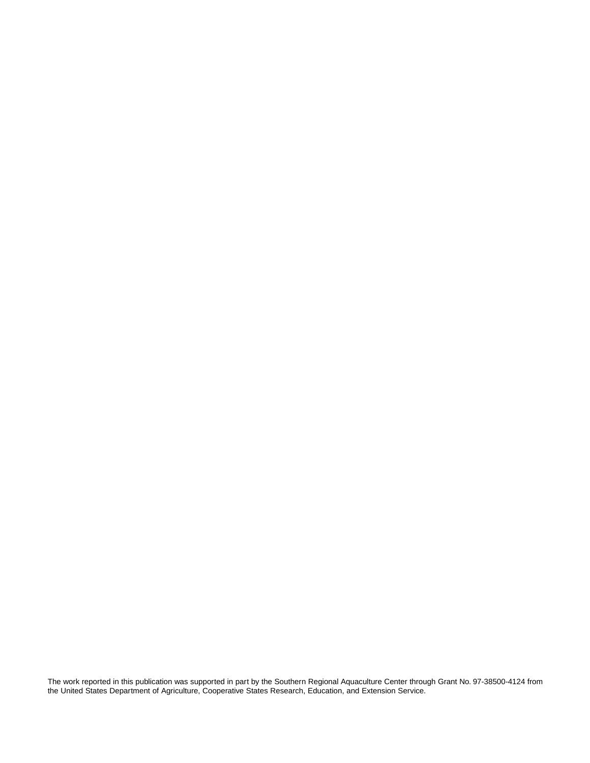The work reported in this publication was supported in part by the Southern Regional Aquaculture Center through Grant No. 97-38500-4124 from the United States Department of Agriculture, Cooperative States Research, Education, and Extension Service.